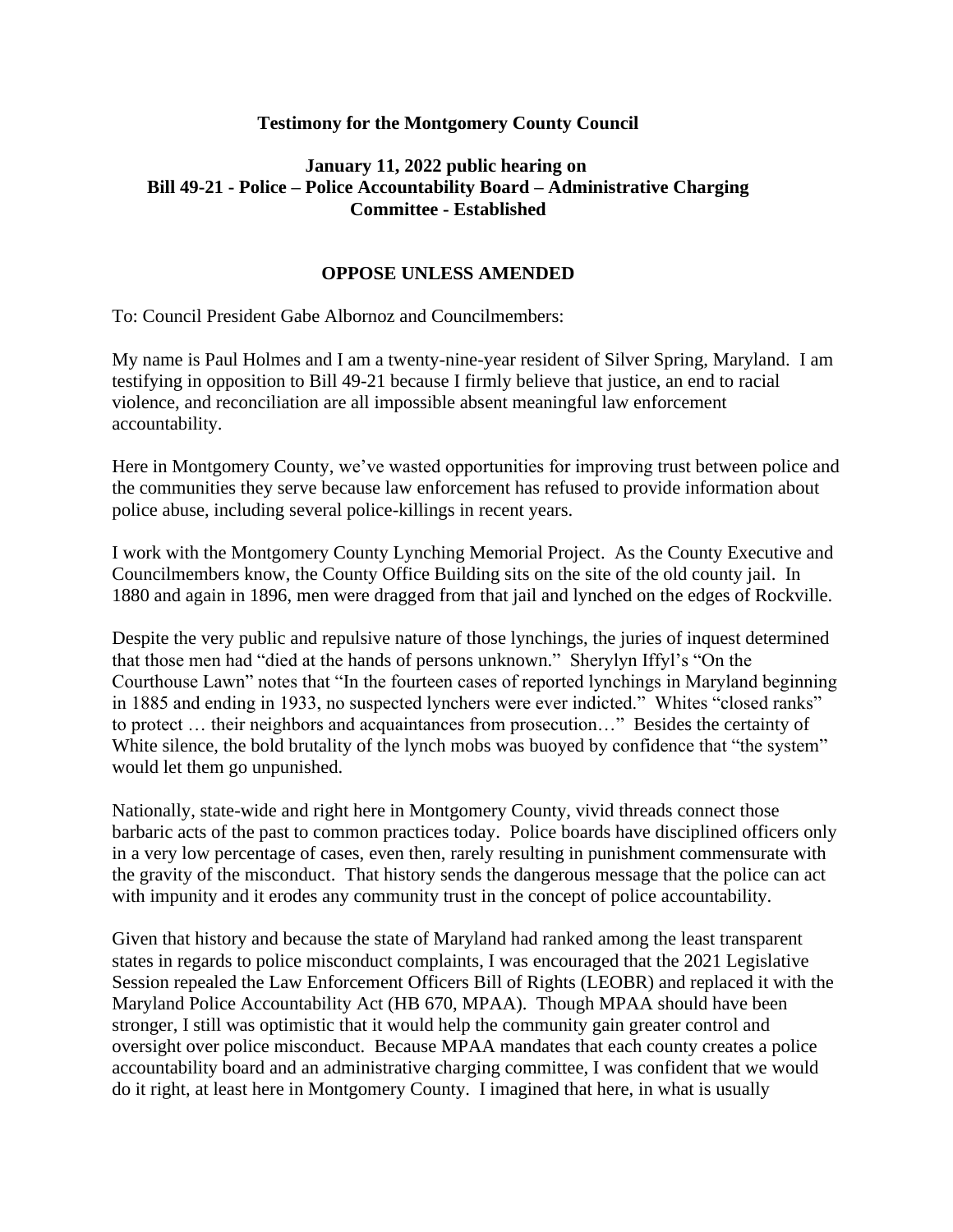**Testimony for the Montgomery County Council**

**January 11, 2022 public hearing on Bill 49-21 - Police – Police Accountability Board – Administrative Charging Committee - Established**

**OPPOSE UNLESS AMENDED**

To: Council President Gabe Albornoz and Councilmembers:

My name is Paul Holmes and I am a twenty-nine-year resident of Silver Spring, Maryland. I am testifying in opposition to Bill 49-21 because I firmly believe that justice, an end to racial violence, and reconciliation are all impossible absent meaningful law enforcement accountability.

Here in Montgomery County, we've wasted opportunities for improving trust between police and the communities they serve because law enforcement has refused to provide information about police abuse, including several police-killings in recent years.

I work with the Montgomery County Lynching Memorial Project. As the County Executive and Councilmembers know, the County Office Building sits on the site of the old county jail. In 1880 and again in 1896, men were dragged from that jail and lynched on the edges of Rockville.

Despite the very public and repulsive nature of those lynchings, the juries of inquest determined that those men had "died at the hands of persons unknown." Sherylyn Iffyl's "On the Courthouse Lawn" notes that "In the fourteen cases of reported lynchings in Maryland beginning in 1885 and ending in 1933, no suspected lynchers were ever indicted." Whites "closed ranks" to protect … their neighbors and acquaintances from prosecution…" Besides the certainty of White silence, the bold brutality of the lynch mobs was buoyed by confidence that "the system" would let them go unpunished.

Nationally, state-wide and right here in Montgomery County, vivid threads connect those barbaric acts of the past to common practices today. Police boards have disciplined officers only in a very low percentage of cases, even then, rarely resulting in punishment commensurate with the gravity of the misconduct. That history sends the dangerous message that the police can act with impunity and it erodes any community trust in the concept of police accountability.

Given that history and because the state of Maryland had ranked among the least transparent states in regards to police misconduct complaints, I was encouraged that the 2021 Legislative Session repealed the Law Enforcement Officers Bill of Rights (LEOBR) and replaced it with the Maryland Police Accountability Act (HB 670, MPAA). Though MPAA should have been stronger, I still was optimistic that it would help the community gain greater control and oversight over police misconduct. Because MPAA mandates that each county creates a police accountability board and an administrative charging committee, I was confident that we would do it right, at least here in Montgomery County. I imagined that here, in what is usually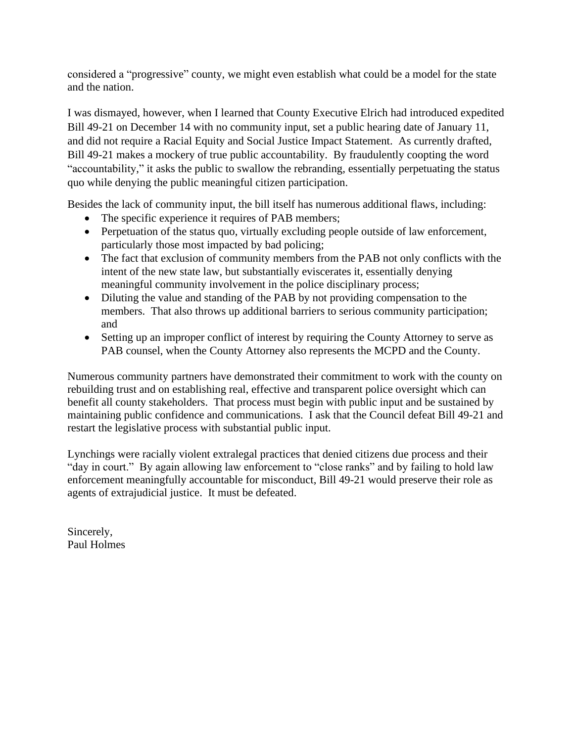considered a "progressive" county, we might even establish what could be a model for the state and the nation.

I was dismayed, however, when I learned that County Executive Elrich had introduced expedited Bill 49-21 on December 14 with no community input, set a public hearing date of January 11, and did not require a Racial Equity and Social Justice Impact Statement. As currently drafted, Bill 49-21 makes a mockery of true public accountability. By fraudulently coopting the word "accountability," it asks the public to swallow the rebranding, essentially perpetuating the status quo while denying the public meaningful citizen participation.

Besides the lack of community input, the bill itself has numerous additional flaws, including:

- The specific experience it requires of PAB members;
- Perpetuation of the status quo, virtually excluding people outside of law enforcement, particularly those most impacted by bad policing;
- The fact that exclusion of community members from the PAB not only conflicts with the intent of the new state law, but substantially eviscerates it, essentially denying meaningful community involvement in the police disciplinary process;
- Diluting the value and standing of the PAB by not providing compensation to the members. That also throws up additional barriers to serious community participation; and
- Setting up an improper conflict of interest by requiring the County Attorney to serve as PAB counsel, when the County Attorney also represents the MCPD and the County.

Numerous community partners have demonstrated their commitment to work with the county on rebuilding trust and on establishing real, effective and transparent police oversight which can benefit all county stakeholders. That process must begin with public input and be sustained by maintaining public confidence and communications. I ask that the Council defeat Bill 49-21 and restart the legislative process with substantial public input.

Lynchings were racially violent extralegal practices that denied citizens due process and their "day in court." By again allowing law enforcement to "close ranks" and by failing to hold law enforcement meaningfully accountable for misconduct, Bill 49-21 would preserve their role as agents of extrajudicial justice. It must be defeated.

Sincerely,
Paul Holmes